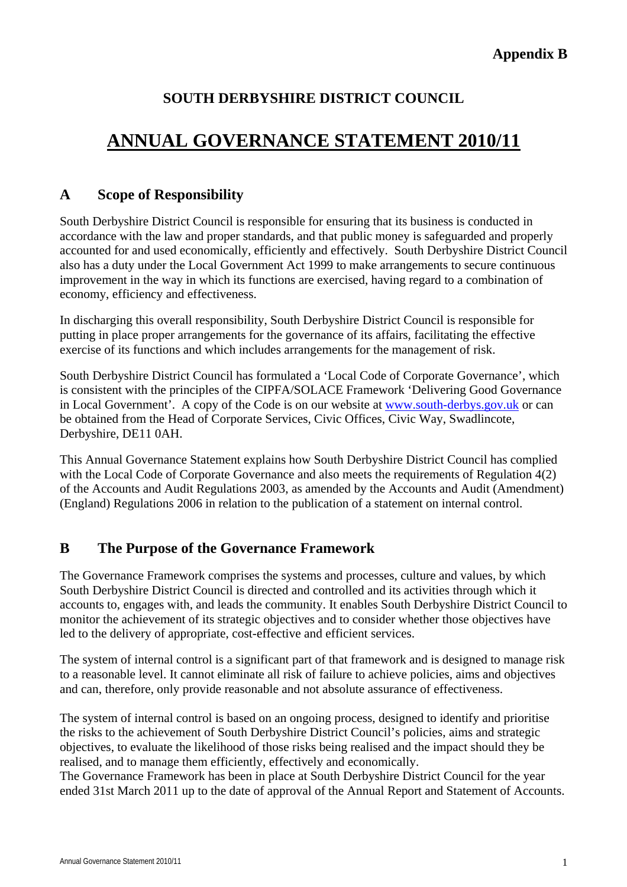**Appendix B**

## SOUTH DERBYSHIRE DISTRICT COUNCIL

# ANNUAL GOVERNANCE STATEMENT 2010/11

## A Scope of Responsibility

South Derbyshire District Council is responsible for ensuring that its business is conducted in accordance with the law and proper standards, and that public money is safeguarded and properly accounted for and used economically, efficiently and effectively. South Derbyshire District Council also has a duty under the Local Government Act 1999 to make arrangements to secure continuous improvement in the way in which its functions are exercised, having regard to a combination of economy, efficiency and effectiveness.

In discharging this overall responsibility, South Derbyshire District Council is responsible for putting in place proper arrangements for the governance of its affairs, facilitating the effective exercise of its functions and which includes arrangements for the management of risk.

South Derbyshire District Council has formulated a 'Local Code of Corporate Governance', which is consistent with the principles of the CIPFA/SOLACE Framework 'Delivering Good Governance in Local Government'. A copy of the Code is on our website at www.south-derbys.gov.uk or can be obtained from the Head of Corporate Services, Civic Offices, Civic Way, Swadlincote, Derbyshire, DE11 0AH.

This Annual Governance Statement explains how South Derbyshire District Council has complied with the Local Code of Corporate Governance and also meets the requirements of Regulation 4(2) of the Accounts and Audit Regulations 2003, as amended by the Accounts and Audit (Amendment) (England) Regulations 2006 in relation to the publication of a statement on internal control.

## B The Purpose of the Governance Framework

The Governance Framework comprises the systems and processes, culture and values, by which South Derbyshire District Council is directed and controlled and its activities through which it accounts to, engages with, and leads the community. It enables South Derbyshire District Council to monitor the achievement of its strategic objectives and to consider whether those objectives have led to the delivery of appropriate, cost-effective and efficient services.

The system of internal control is a significant part of that framework and is designed to manage risk to a reasonable level. It cannot eliminate all risk of failure to achieve policies, aims and objectives and can, therefore, only provide reasonable and not absolute assurance of effectiveness.

The system of internal control is based on an ongoing process, designed to identify and prioritise the risks to the achievement of South Derbyshire District Council's policies, aims and strategic objectives, to evaluate the likelihood of those risks being realised and the impact should they be realised, and to manage them efficiently, effectively and economically.

The Governance Framework has been in place at South Derbyshire District Council for the year ended 31st March 2011 up to the date of approval of the Annual Report and Statement of Accounts.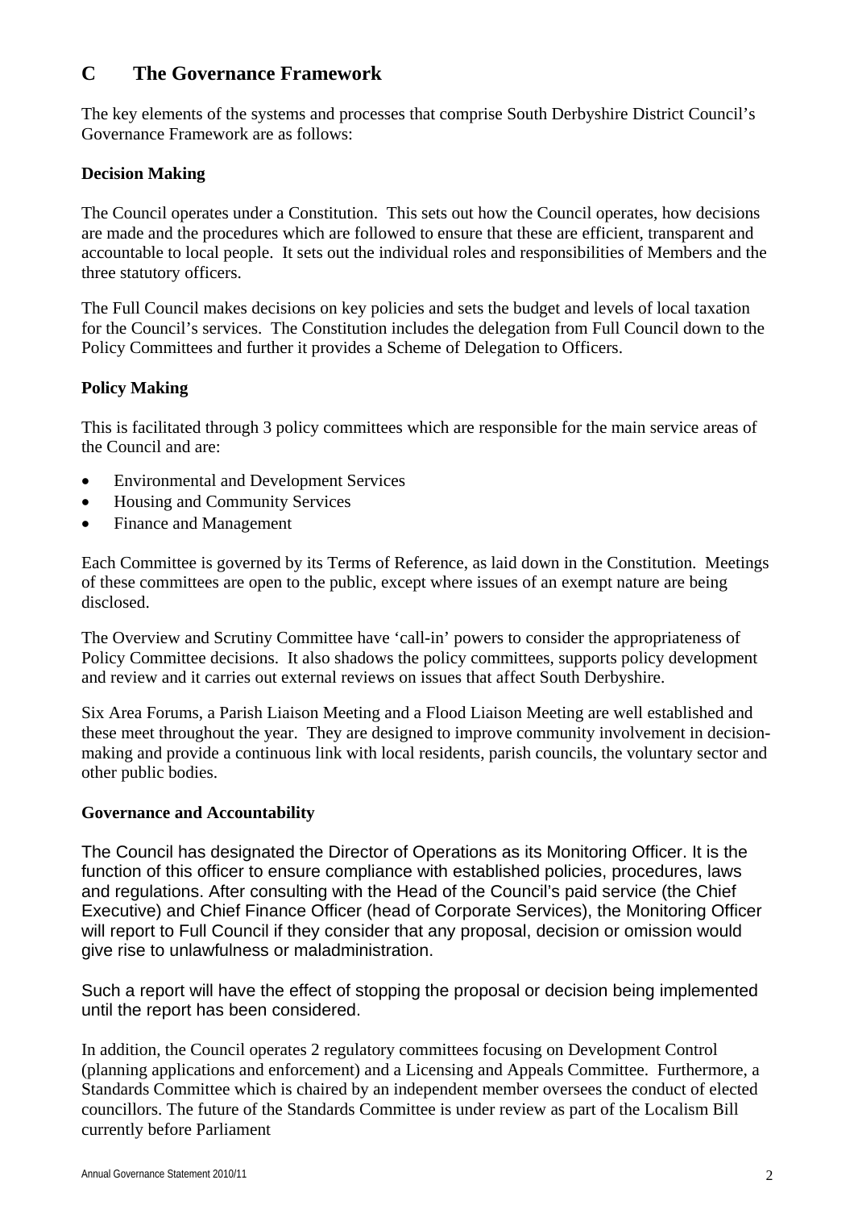## C The Governance Framework

The key elements of the systems and processes that comprise South Derbyshire District Council's Governance Framework are as follows:

**Decision Making**

The Council operates under a Constitution. This sets out how the Council operates, how decisions are made and the procedures which are followed to ensure that these are efficient, transparent and accountable to local people. It sets out the individual roles and responsibilities of Members and the three statutory officers.

The Full Council makes decisions on key policies and sets the budget and levels of local taxation for the Council's services. The Constitution includes the delegation from Full Council down to the Policy Committees and further it provides a Scheme of Delegation to Officers.

**Policy Making**

This is facilitated through 3 policy committees which are responsible for the main service areas of the Council and are:

- Environmental and Development Services
- Housing and Community Services
- Finance and Management

Each Committee is governed by its Terms of Reference, as laid down in the Constitution. Meetings of these committees are open to the public, except where issues of an exempt nature are being disclosed.

The Overview and Scrutiny Committee have 'call-in' powers to consider the appropriateness of Policy Committee decisions. It also shadows the policy committees, supports policy development and review and it carries out external reviews on issues that affect South Derbyshire.

Six Area Forums, a Parish Liaison Meeting and a Flood Liaison Meeting are well established and these meet throughout the year. They are designed to improve community involvement in decision-making and provide a continuous link with local residents, parish councils, the voluntary sector and other public bodies.

**Governance and Accountability**

The Council has designated the Director of Operations as its Monitoring Officer. It is the function of this officer to ensure compliance with established policies, procedures, laws and regulations. After consulting with the Head of the Council's paid service (the Chief Executive) and Chief Finance Officer (head of Corporate Services), the Monitoring Officer will report to Full Council if they consider that any proposal, decision or omission would give rise to unlawfulness or maladministration.

Such a report will have the effect of stopping the proposal or decision being implemented until the report has been considered.

In addition, the Council operates 2 regulatory committees focusing on Development Control (planning applications and enforcement) and a Licensing and Appeals Committee. Furthermore, a Standards Committee which is chaired by an independent member oversees the conduct of elected councillors. The future of the Standards Committee is under review as part of the Localism Bill currently before Parliament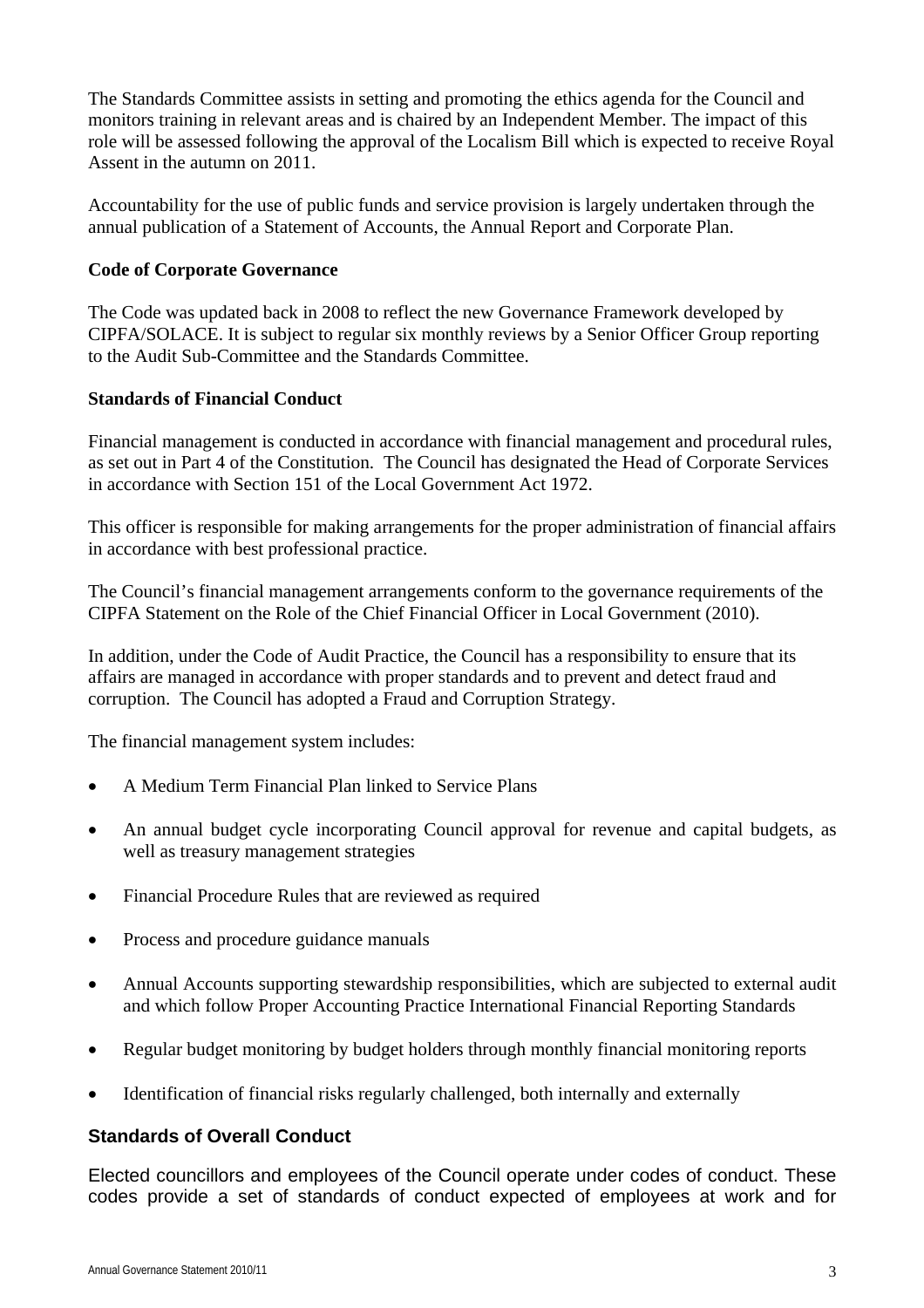The Standards Committee assists in setting and promoting the ethics agenda for the Council and monitors training in relevant areas and is chaired by an Independent Member. The impact of this role will be assessed following the approval of the Localism Bill which is expected to receive Royal Assent in the autumn on 2011.

Accountability for the use of public funds and service provision is largely undertaken through the annual publication of a Statement of Accounts, the Annual Report and Corporate Plan.

**Code of Corporate Governance**

The Code was updated back in 2008 to reflect the new Governance Framework developed by CIPFA/SOLACE. It is subject to regular six monthly reviews by a Senior Officer Group reporting to the Audit Sub-Committee and the Standards Committee.

**Standards of Financial Conduct**

Financial management is conducted in accordance with financial management and procedural rules, as set out in Part 4 of the Constitution. The Council has designated the Head of Corporate Services in accordance with Section 151 of the Local Government Act 1972.

This officer is responsible for making arrangements for the proper administration of financial affairs in accordance with best professional practice.

The Council's financial management arrangements conform to the governance requirements of the CIPFA Statement on the Role of the Chief Financial Officer in Local Government (2010).

In addition, under the Code of Audit Practice, the Council has a responsibility to ensure that its affairs are managed in accordance with proper standards and to prevent and detect fraud and corruption. The Council has adopted a Fraud and Corruption Strategy.

The financial management system includes:

- A Medium Term Financial Plan linked to Service Plans
- An annual budget cycle incorporating Council approval for revenue and capital budgets, as well as treasury management strategies
- Financial Procedure Rules that are reviewed as required
- Process and procedure guidance manuals
- Annual Accounts supporting stewardship responsibilities, which are subjected to external audit and which follow Proper Accounting Practice International Financial Reporting Standards
- Regular budget monitoring by budget holders through monthly financial monitoring reports
- Identification of financial risks regularly challenged, both internally and externally

**Standards of Overall Conduct**

Elected councillors and employees of the Council operate under codes of conduct. These codes provide a set of standards of conduct expected of employees at work and for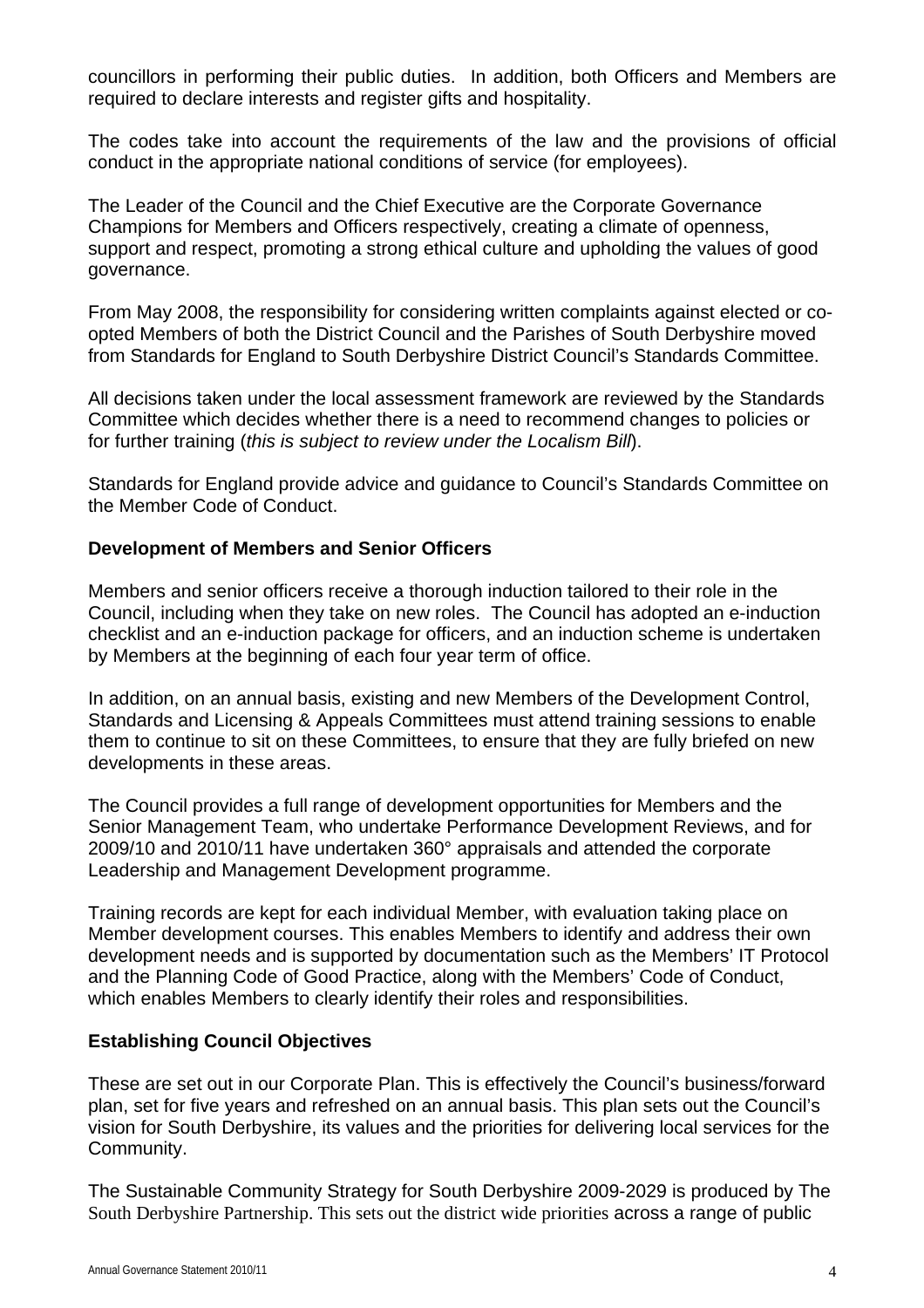councillors in performing their public duties. In addition, both Officers and Members are required to declare interests and register gifts and hospitality.

The codes take into account the requirements of the law and the provisions of official conduct in the appropriate national conditions of service (for employees).

The Leader of the Council and the Chief Executive are the Corporate Governance Champions for Members and Officers respectively, creating a climate of openness, support and respect, promoting a strong ethical culture and upholding the values of good governance.

From May 2008, the responsibility for considering written complaints against elected or co-opted Members of both the District Council and the Parishes of South Derbyshire moved from Standards for England to South Derbyshire District Council's Standards Committee.

All decisions taken under the local assessment framework are reviewed by the Standards Committee which decides whether there is a need to recommend changes to policies or for further training (*this is subject to review under the Localism Bill*).

Standards for England provide advice and guidance to Council's Standards Committee on the Member Code of Conduct.

**Development of Members and Senior Officers**

Members and senior officers receive a thorough induction tailored to their role in the Council, including when they take on new roles. The Council has adopted an e-induction checklist and an e-induction package for officers, and an induction scheme is undertaken by Members at the beginning of each four year term of office.

In addition, on an annual basis, existing and new Members of the Development Control, Standards and Licensing & Appeals Committees must attend training sessions to enable them to continue to sit on these Committees, to ensure that they are fully briefed on new developments in these areas.

The Council provides a full range of development opportunities for Members and the Senior Management Team, who undertake Performance Development Reviews, and for 2009/10 and 2010/11 have undertaken 360° appraisals and attended the corporate Leadership and Management Development programme.

Training records are kept for each individual Member, with evaluation taking place on Member development courses. This enables Members to identify and address their own development needs and is supported by documentation such as the Members' IT Protocol and the Planning Code of Good Practice, along with the Members' Code of Conduct, which enables Members to clearly identify their roles and responsibilities.

**Establishing Council Objectives**

These are set out in our Corporate Plan. This is effectively the Council's business/forward plan, set for five years and refreshed on an annual basis. This plan sets out the Council's vision for South Derbyshire, its values and the priorities for delivering local services for the Community.

The Sustainable Community Strategy for South Derbyshire 2009-2029 is produced by The South Derbyshire Partnership. This sets out the district wide priorities across a range of public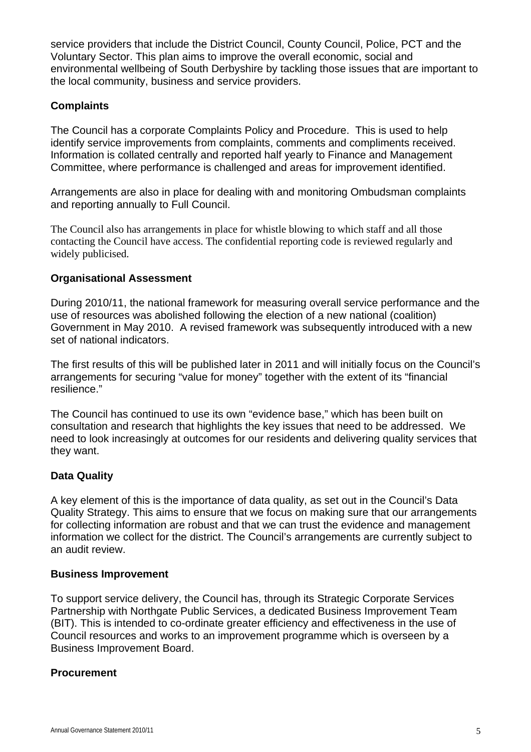service providers that include the District Council, County Council, Police, PCT and the Voluntary Sector. This plan aims to improve the overall economic, social and environmental wellbeing of South Derbyshire by tackling those issues that are important to the local community, business and service providers.

**Complaints**

The Council has a corporate Complaints Policy and Procedure. This is used to help identify service improvements from complaints, comments and compliments received. Information is collated centrally and reported half yearly to Finance and Management Committee, where performance is challenged and areas for improvement identified.

Arrangements are also in place for dealing with and monitoring Ombudsman complaints and reporting annually to Full Council.

The Council also has arrangements in place for whistle blowing to which staff and all those contacting the Council have access. The confidential reporting code is reviewed regularly and widely publicised.

**Organisational Assessment**

During 2010/11, the national framework for measuring overall service performance and the use of resources was abolished following the election of a new national (coalition) Government in May 2010. A revised framework was subsequently introduced with a new set of national indicators.

The first results of this will be published later in 2011 and will initially focus on the Council's arrangements for securing "value for money" together with the extent of its "financial resilience."

The Council has continued to use its own "evidence base," which has been built on consultation and research that highlights the key issues that need to be addressed. We need to look increasingly at outcomes for our residents and delivering quality services that they want.

**Data Quality**

A key element of this is the importance of data quality, as set out in the Council's Data Quality Strategy. This aims to ensure that we focus on making sure that our arrangements for collecting information are robust and that we can trust the evidence and management information we collect for the district. The Council's arrangements are currently subject to an audit review.

**Business Improvement**

To support service delivery, the Council has, through its Strategic Corporate Services Partnership with Northgate Public Services, a dedicated Business Improvement Team (BIT). This is intended to co-ordinate greater efficiency and effectiveness in the use of Council resources and works to an improvement programme which is overseen by a Business Improvement Board.

**Procurement**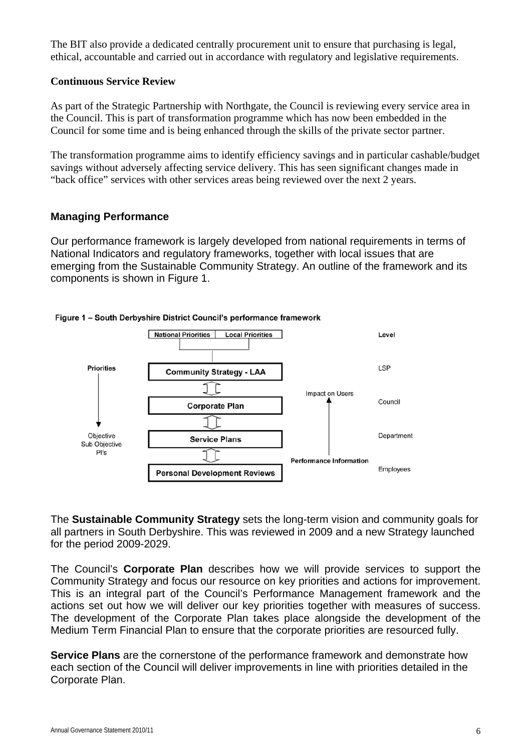The BIT also provide a dedicated centrally procurement unit to ensure that purchasing is legal, ethical, accountable and carried out in accordance with regulatory and legislative requirements.

**Continuous Service Review**

As part of the Strategic Partnership with Northgate, the Council is reviewing every service area in the Council. This is part of transformation programme which has now been embedded in the Council for some time and is being enhanced through the skills of the private sector partner.

The transformation programme aims to identify efficiency savings and in particular cashable/budget savings without adversely affecting service delivery. This has seen significant changes made in "back office" services with other services areas being reviewed over the next 2 years.

## Managing Performance

Our performance framework is largely developed from national requirements in terms of National Indicators and regulatory frameworks, together with local issues that are emerging from the Sustainable Community Strategy. An outline of the framework and its components is shown in Figure 1.

**Figure 1 – South Derbyshire District Council's performance framework**

| Priorities | Framework | Performance | Level |
| --- | --- | --- | --- |
| | National Priorities / Local Priorities | | |
| Priorities | Community Strategy - LAA | | LSP |
| ↓ | Corporate Plan | Impact on Users ↑ | Council |
| Objective, Sub Objective, PI's | Service Plans | | Department |
| | Personal Development Reviews | Performance Information | Employees |

The **Sustainable Community Strategy** sets the long-term vision and community goals for all partners in South Derbyshire. This was reviewed in 2009 and a new Strategy launched for the period 2009-2029.

The Council's **Corporate Plan** describes how we will provide services to support the Community Strategy and focus our resource on key priorities and actions for improvement. This is an integral part of the Council's Performance Management framework and the actions set out how we will deliver our key priorities together with measures of success. The development of the Corporate Plan takes place alongside the development of the Medium Term Financial Plan to ensure that the corporate priorities are resourced fully.

**Service Plans** are the cornerstone of the performance framework and demonstrate how each section of the Council will deliver improvements in line with priorities detailed in the Corporate Plan.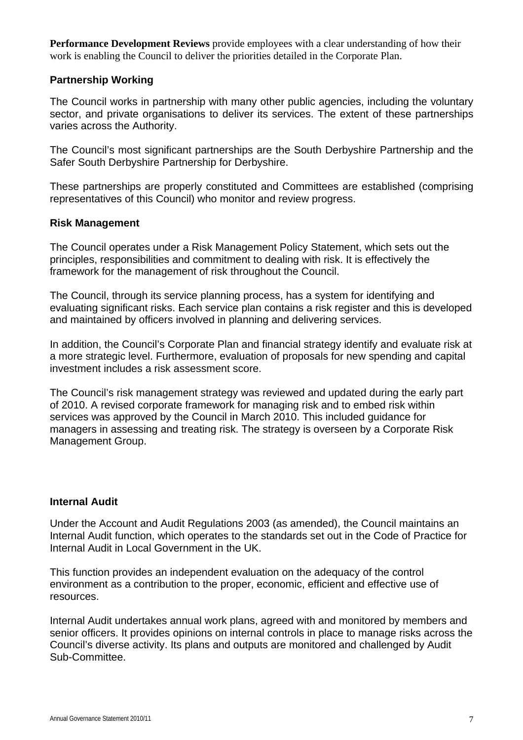**Performance Development Reviews** provide employees with a clear understanding of how their work is enabling the Council to deliver the priorities detailed in the Corporate Plan.

## Partnership Working

The Council works in partnership with many other public agencies, including the voluntary sector, and private organisations to deliver its services. The extent of these partnerships varies across the Authority.

The Council's most significant partnerships are the South Derbyshire Partnership and the Safer South Derbyshire Partnership for Derbyshire.

These partnerships are properly constituted and Committees are established (comprising representatives of this Council) who monitor and review progress.

## Risk Management

The Council operates under a Risk Management Policy Statement, which sets out the principles, responsibilities and commitment to dealing with risk. It is effectively the framework for the management of risk throughout the Council.

The Council, through its service planning process, has a system for identifying and evaluating significant risks. Each service plan contains a risk register and this is developed and maintained by officers involved in planning and delivering services.

In addition, the Council's Corporate Plan and financial strategy identify and evaluate risk at a more strategic level. Furthermore, evaluation of proposals for new spending and capital investment includes a risk assessment score.

The Council's risk management strategy was reviewed and updated during the early part of 2010. A revised corporate framework for managing risk and to embed risk within services was approved by the Council in March 2010. This included guidance for managers in assessing and treating risk. The strategy is overseen by a Corporate Risk Management Group.

## Internal Audit

Under the Account and Audit Regulations 2003 (as amended), the Council maintains an Internal Audit function, which operates to the standards set out in the Code of Practice for Internal Audit in Local Government in the UK.

This function provides an independent evaluation on the adequacy of the control environment as a contribution to the proper, economic, efficient and effective use of resources.

Internal Audit undertakes annual work plans, agreed with and monitored by members and senior officers. It provides opinions on internal controls in place to manage risks across the Council's diverse activity. Its plans and outputs are monitored and challenged by Audit Sub-Committee.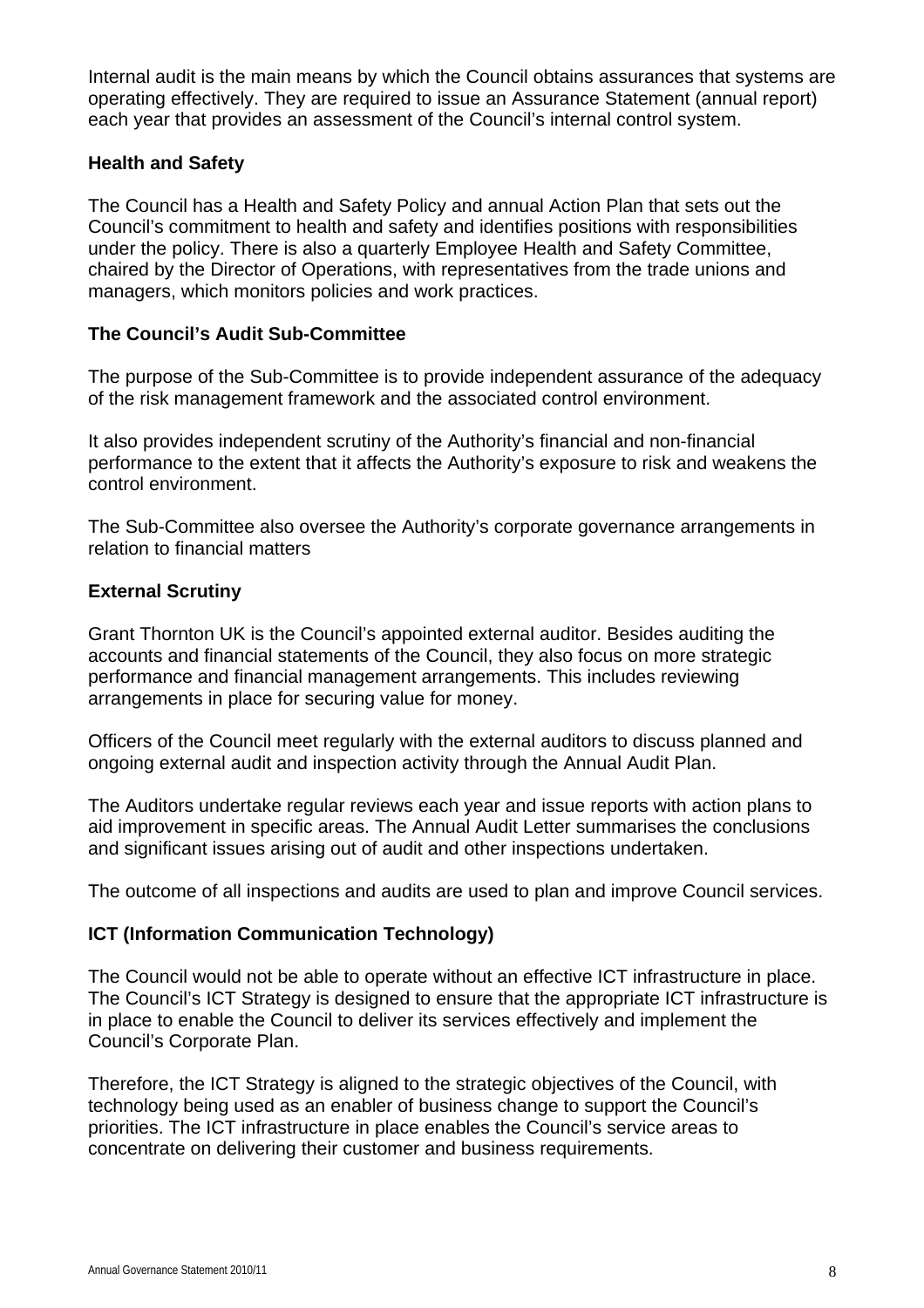Internal audit is the main means by which the Council obtains assurances that systems are operating effectively. They are required to issue an Assurance Statement (annual report) each year that provides an assessment of the Council's internal control system.

**Health and Safety**

The Council has a Health and Safety Policy and annual Action Plan that sets out the Council's commitment to health and safety and identifies positions with responsibilities under the policy. There is also a quarterly Employee Health and Safety Committee, chaired by the Director of Operations, with representatives from the trade unions and managers, which monitors policies and work practices.

**The Council's Audit Sub-Committee**

The purpose of the Sub-Committee is to provide independent assurance of the adequacy of the risk management framework and the associated control environment.

It also provides independent scrutiny of the Authority's financial and non-financial performance to the extent that it affects the Authority's exposure to risk and weakens the control environment.

The Sub-Committee also oversee the Authority's corporate governance arrangements in relation to financial matters

**External Scrutiny**

Grant Thornton UK is the Council's appointed external auditor. Besides auditing the accounts and financial statements of the Council, they also focus on more strategic performance and financial management arrangements. This includes reviewing arrangements in place for securing value for money.

Officers of the Council meet regularly with the external auditors to discuss planned and ongoing external audit and inspection activity through the Annual Audit Plan.

The Auditors undertake regular reviews each year and issue reports with action plans to aid improvement in specific areas. The Annual Audit Letter summarises the conclusions and significant issues arising out of audit and other inspections undertaken.

The outcome of all inspections and audits are used to plan and improve Council services.

**ICT (Information Communication Technology)**

The Council would not be able to operate without an effective ICT infrastructure in place. The Council's ICT Strategy is designed to ensure that the appropriate ICT infrastructure is in place to enable the Council to deliver its services effectively and implement the Council's Corporate Plan.

Therefore, the ICT Strategy is aligned to the strategic objectives of the Council, with technology being used as an enabler of business change to support the Council's priorities. The ICT infrastructure in place enables the Council's service areas to concentrate on delivering their customer and business requirements.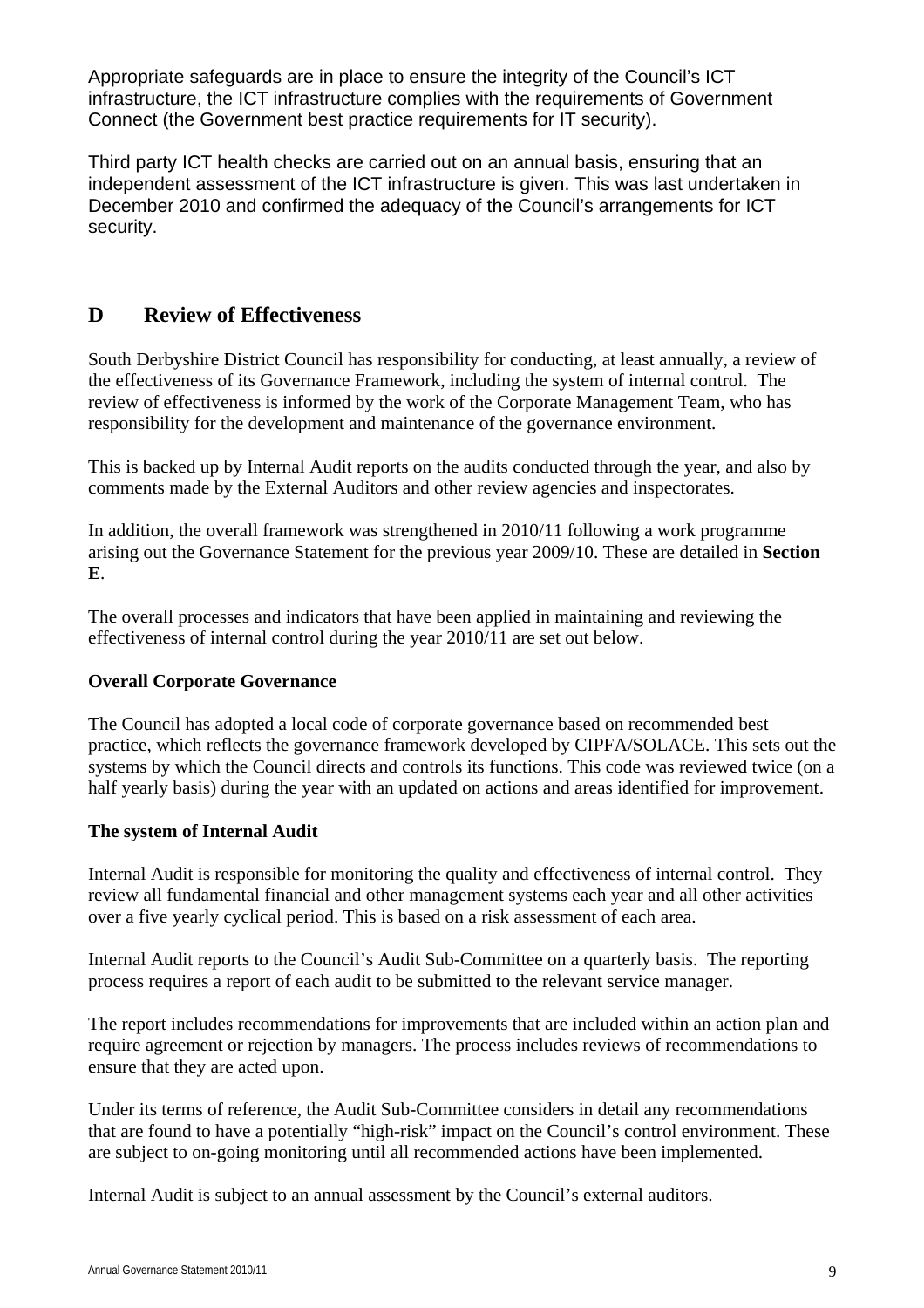Appropriate safeguards are in place to ensure the integrity of the Council's ICT infrastructure, the ICT infrastructure complies with the requirements of Government Connect (the Government best practice requirements for IT security).

Third party ICT health checks are carried out on an annual basis, ensuring that an independent assessment of the ICT infrastructure is given. This was last undertaken in December 2010 and confirmed the adequacy of the Council's arrangements for ICT security.

## D Review of Effectiveness

South Derbyshire District Council has responsibility for conducting, at least annually, a review of the effectiveness of its Governance Framework, including the system of internal control. The review of effectiveness is informed by the work of the Corporate Management Team, who has responsibility for the development and maintenance of the governance environment.

This is backed up by Internal Audit reports on the audits conducted through the year, and also by comments made by the External Auditors and other review agencies and inspectorates.

In addition, the overall framework was strengthened in 2010/11 following a work programme arising out the Governance Statement for the previous year 2009/10. These are detailed in **Section E**.

The overall processes and indicators that have been applied in maintaining and reviewing the effectiveness of internal control during the year 2010/11 are set out below.

**Overall Corporate Governance**

The Council has adopted a local code of corporate governance based on recommended best practice, which reflects the governance framework developed by CIPFA/SOLACE. This sets out the systems by which the Council directs and controls its functions. This code was reviewed twice (on a half yearly basis) during the year with an updated on actions and areas identified for improvement.

**The system of Internal Audit**

Internal Audit is responsible for monitoring the quality and effectiveness of internal control. They review all fundamental financial and other management systems each year and all other activities over a five yearly cyclical period. This is based on a risk assessment of each area.

Internal Audit reports to the Council's Audit Sub-Committee on a quarterly basis. The reporting process requires a report of each audit to be submitted to the relevant service manager.

The report includes recommendations for improvements that are included within an action plan and require agreement or rejection by managers. The process includes reviews of recommendations to ensure that they are acted upon.

Under its terms of reference, the Audit Sub-Committee considers in detail any recommendations that are found to have a potentially "high-risk" impact on the Council's control environment. These are subject to on-going monitoring until all recommended actions have been implemented.

Internal Audit is subject to an annual assessment by the Council's external auditors.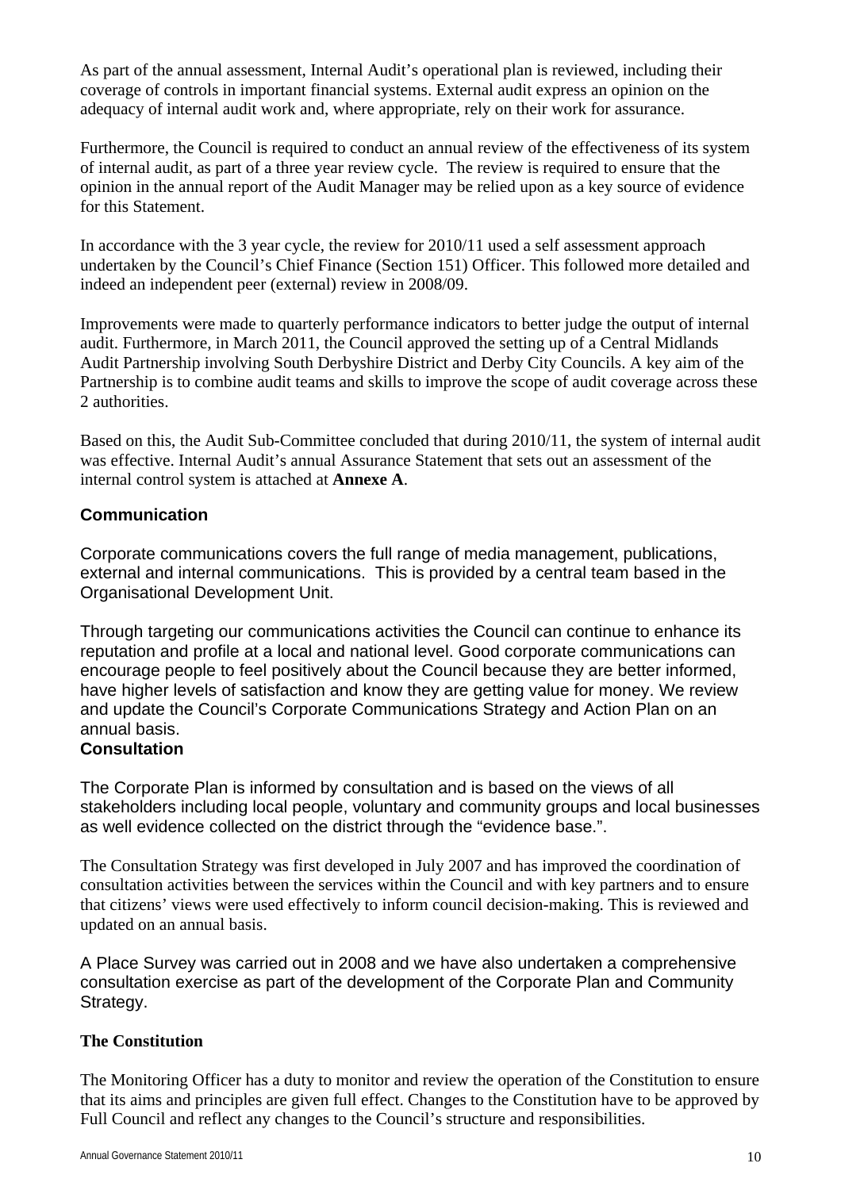As part of the annual assessment, Internal Audit's operational plan is reviewed, including their coverage of controls in important financial systems. External audit express an opinion on the adequacy of internal audit work and, where appropriate, rely on their work for assurance.

Furthermore, the Council is required to conduct an annual review of the effectiveness of its system of internal audit, as part of a three year review cycle. The review is required to ensure that the opinion in the annual report of the Audit Manager may be relied upon as a key source of evidence for this Statement.

In accordance with the 3 year cycle, the review for 2010/11 used a self assessment approach undertaken by the Council's Chief Finance (Section 151) Officer. This followed more detailed and indeed an independent peer (external) review in 2008/09.

Improvements were made to quarterly performance indicators to better judge the output of internal audit. Furthermore, in March 2011, the Council approved the setting up of a Central Midlands Audit Partnership involving South Derbyshire District and Derby City Councils. A key aim of the Partnership is to combine audit teams and skills to improve the scope of audit coverage across these 2 authorities.

Based on this, the Audit Sub-Committee concluded that during 2010/11, the system of internal audit was effective. Internal Audit's annual Assurance Statement that sets out an assessment of the internal control system is attached at **Annexe A**.

## Communication

Corporate communications covers the full range of media management, publications, external and internal communications. This is provided by a central team based in the Organisational Development Unit.

Through targeting our communications activities the Council can continue to enhance its reputation and profile at a local and national level. Good corporate communications can encourage people to feel positively about the Council because they are better informed, have higher levels of satisfaction and know they are getting value for money. We review and update the Council's Corporate Communications Strategy and Action Plan on an annual basis.

## Consultation

The Corporate Plan is informed by consultation and is based on the views of all stakeholders including local people, voluntary and community groups and local businesses as well evidence collected on the district through the "evidence base.".

The Consultation Strategy was first developed in July 2007 and has improved the coordination of consultation activities between the services within the Council and with key partners and to ensure that citizens' views were used effectively to inform council decision-making. This is reviewed and updated on an annual basis.

A Place Survey was carried out in 2008 and we have also undertaken a comprehensive consultation exercise as part of the development of the Corporate Plan and Community Strategy.

## The Constitution

The Monitoring Officer has a duty to monitor and review the operation of the Constitution to ensure that its aims and principles are given full effect. Changes to the Constitution have to be approved by Full Council and reflect any changes to the Council's structure and responsibilities.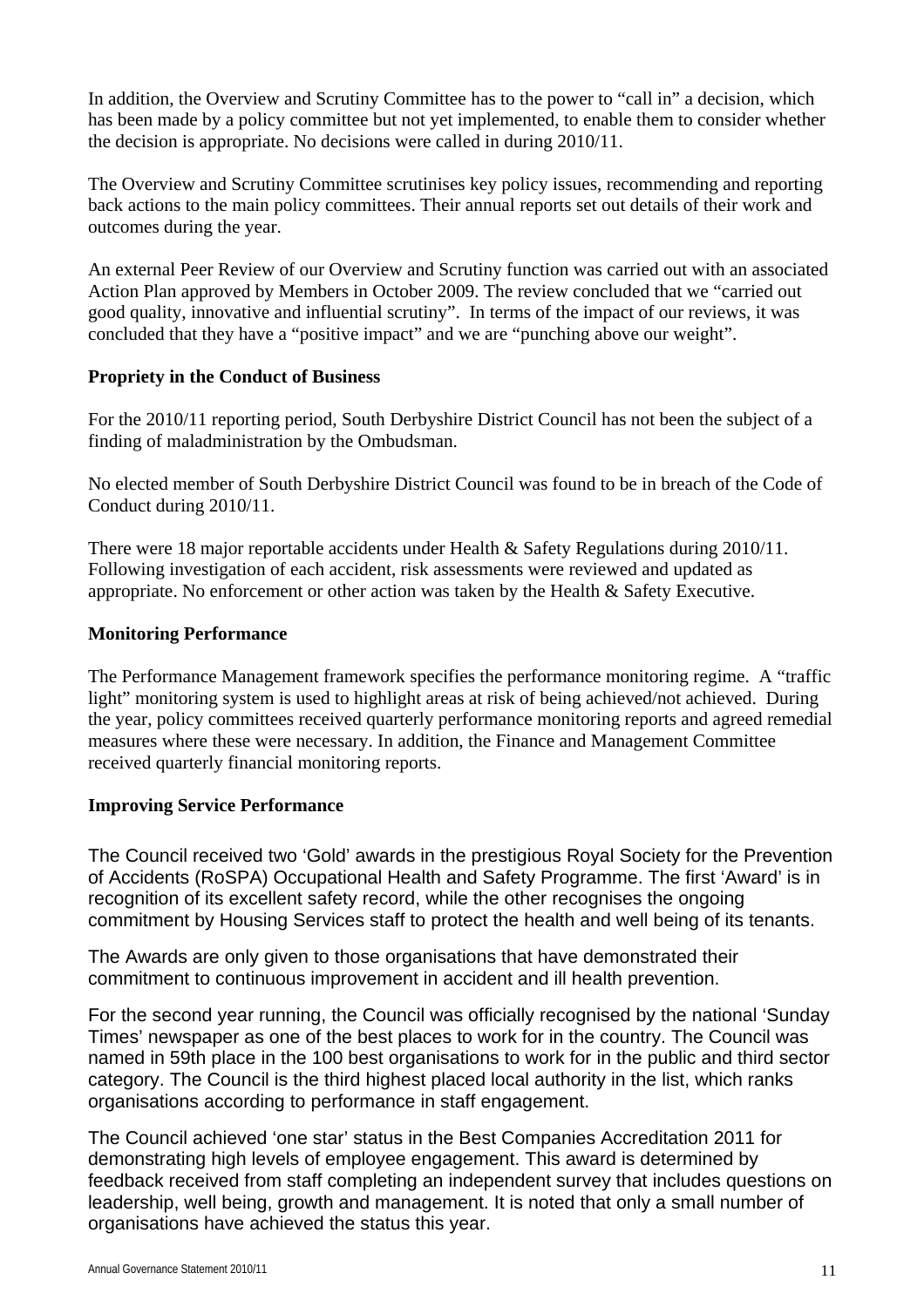In addition, the Overview and Scrutiny Committee has to the power to "call in" a decision, which has been made by a policy committee but not yet implemented, to enable them to consider whether the decision is appropriate. No decisions were called in during 2010/11.

The Overview and Scrutiny Committee scrutinises key policy issues, recommending and reporting back actions to the main policy committees. Their annual reports set out details of their work and outcomes during the year.

An external Peer Review of our Overview and Scrutiny function was carried out with an associated Action Plan approved by Members in October 2009. The review concluded that we "carried out good quality, innovative and influential scrutiny". In terms of the impact of our reviews, it was concluded that they have a "positive impact" and we are "punching above our weight".

**Propriety in the Conduct of Business**

For the 2010/11 reporting period, South Derbyshire District Council has not been the subject of a finding of maladministration by the Ombudsman.

No elected member of South Derbyshire District Council was found to be in breach of the Code of Conduct during 2010/11.

There were 18 major reportable accidents under Health & Safety Regulations during 2010/11. Following investigation of each accident, risk assessments were reviewed and updated as appropriate. No enforcement or other action was taken by the Health & Safety Executive.

**Monitoring Performance**

The Performance Management framework specifies the performance monitoring regime. A "traffic light" monitoring system is used to highlight areas at risk of being achieved/not achieved. During the year, policy committees received quarterly performance monitoring reports and agreed remedial measures where these were necessary. In addition, the Finance and Management Committee received quarterly financial monitoring reports.

**Improving Service Performance**

The Council received two 'Gold' awards in the prestigious Royal Society for the Prevention of Accidents (RoSPA) Occupational Health and Safety Programme. The first 'Award' is in recognition of its excellent safety record, while the other recognises the ongoing commitment by Housing Services staff to protect the health and well being of its tenants.

The Awards are only given to those organisations that have demonstrated their commitment to continuous improvement in accident and ill health prevention.

For the second year running, the Council was officially recognised by the national 'Sunday Times' newspaper as one of the best places to work for in the country. The Council was named in 59th place in the 100 best organisations to work for in the public and third sector category. The Council is the third highest placed local authority in the list, which ranks organisations according to performance in staff engagement.

The Council achieved 'one star' status in the Best Companies Accreditation 2011 for demonstrating high levels of employee engagement. This award is determined by feedback received from staff completing an independent survey that includes questions on leadership, well being, growth and management. It is noted that only a small number of organisations have achieved the status this year.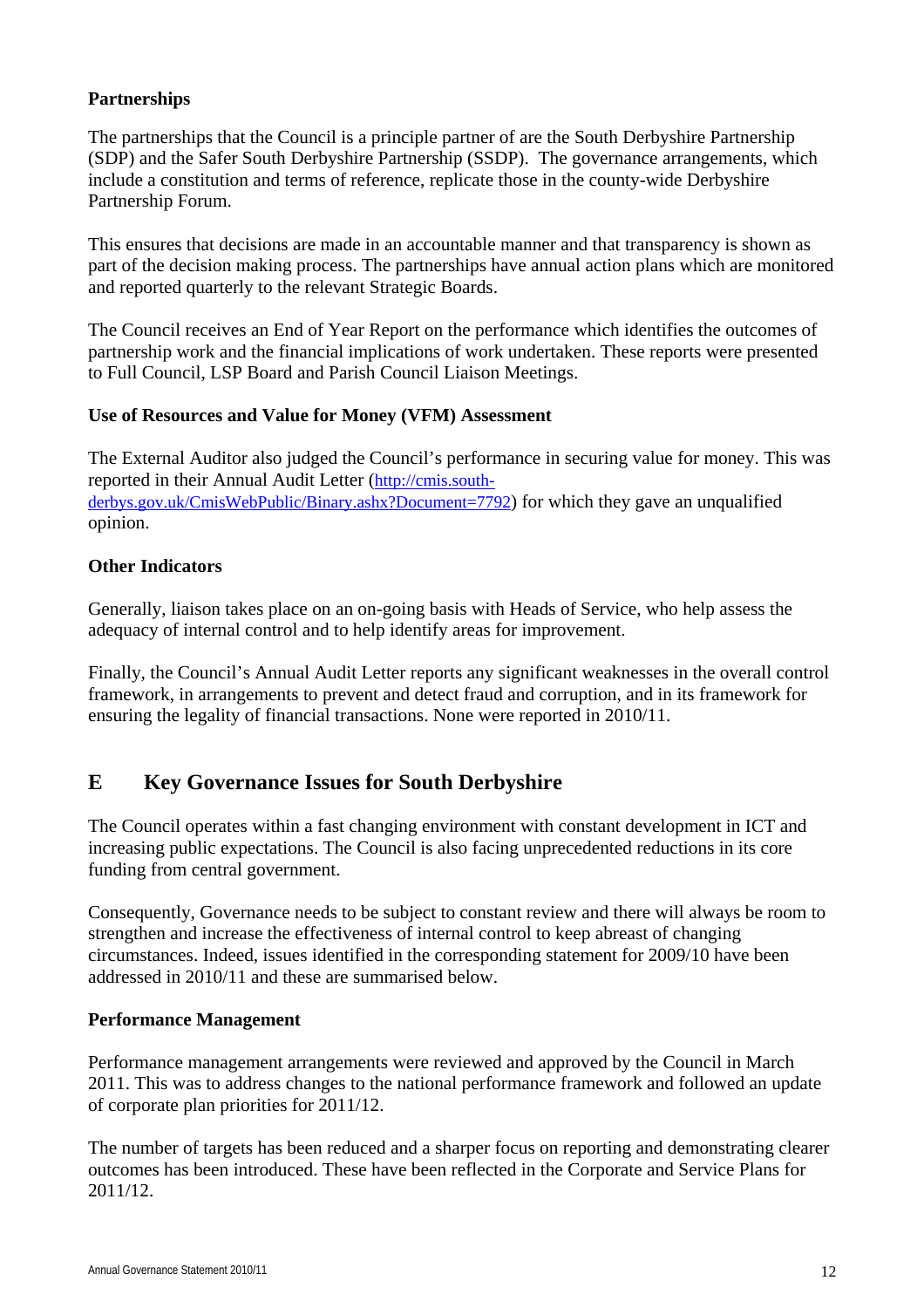**Partnerships**

The partnerships that the Council is a principle partner of are the South Derbyshire Partnership (SDP) and the Safer South Derbyshire Partnership (SSDP). The governance arrangements, which include a constitution and terms of reference, replicate those in the county-wide Derbyshire Partnership Forum.

This ensures that decisions are made in an accountable manner and that transparency is shown as part of the decision making process. The partnerships have annual action plans which are monitored and reported quarterly to the relevant Strategic Boards.

The Council receives an End of Year Report on the performance which identifies the outcomes of partnership work and the financial implications of work undertaken. These reports were presented to Full Council, LSP Board and Parish Council Liaison Meetings.

**Use of Resources and Value for Money (VFM) Assessment**

The External Auditor also judged the Council's performance in securing value for money. This was reported in their Annual Audit Letter (http://cmis.south-derbys.gov.uk/CmisWebPublic/Binary.ashx?Document=7792) for which they gave an unqualified opinion.

**Other Indicators**

Generally, liaison takes place on an on-going basis with Heads of Service, who help assess the adequacy of internal control and to help identify areas for improvement.

Finally, the Council's Annual Audit Letter reports any significant weaknesses in the overall control framework, in arrangements to prevent and detect fraud and corruption, and in its framework for ensuring the legality of financial transactions. None were reported in 2010/11.

## E Key Governance Issues for South Derbyshire

The Council operates within a fast changing environment with constant development in ICT and increasing public expectations. The Council is also facing unprecedented reductions in its core funding from central government.

Consequently, Governance needs to be subject to constant review and there will always be room to strengthen and increase the effectiveness of internal control to keep abreast of changing circumstances. Indeed, issues identified in the corresponding statement for 2009/10 have been addressed in 2010/11 and these are summarised below.

**Performance Management**

Performance management arrangements were reviewed and approved by the Council in March 2011. This was to address changes to the national performance framework and followed an update of corporate plan priorities for 2011/12.

The number of targets has been reduced and a sharper focus on reporting and demonstrating clearer outcomes has been introduced. These have been reflected in the Corporate and Service Plans for 2011/12.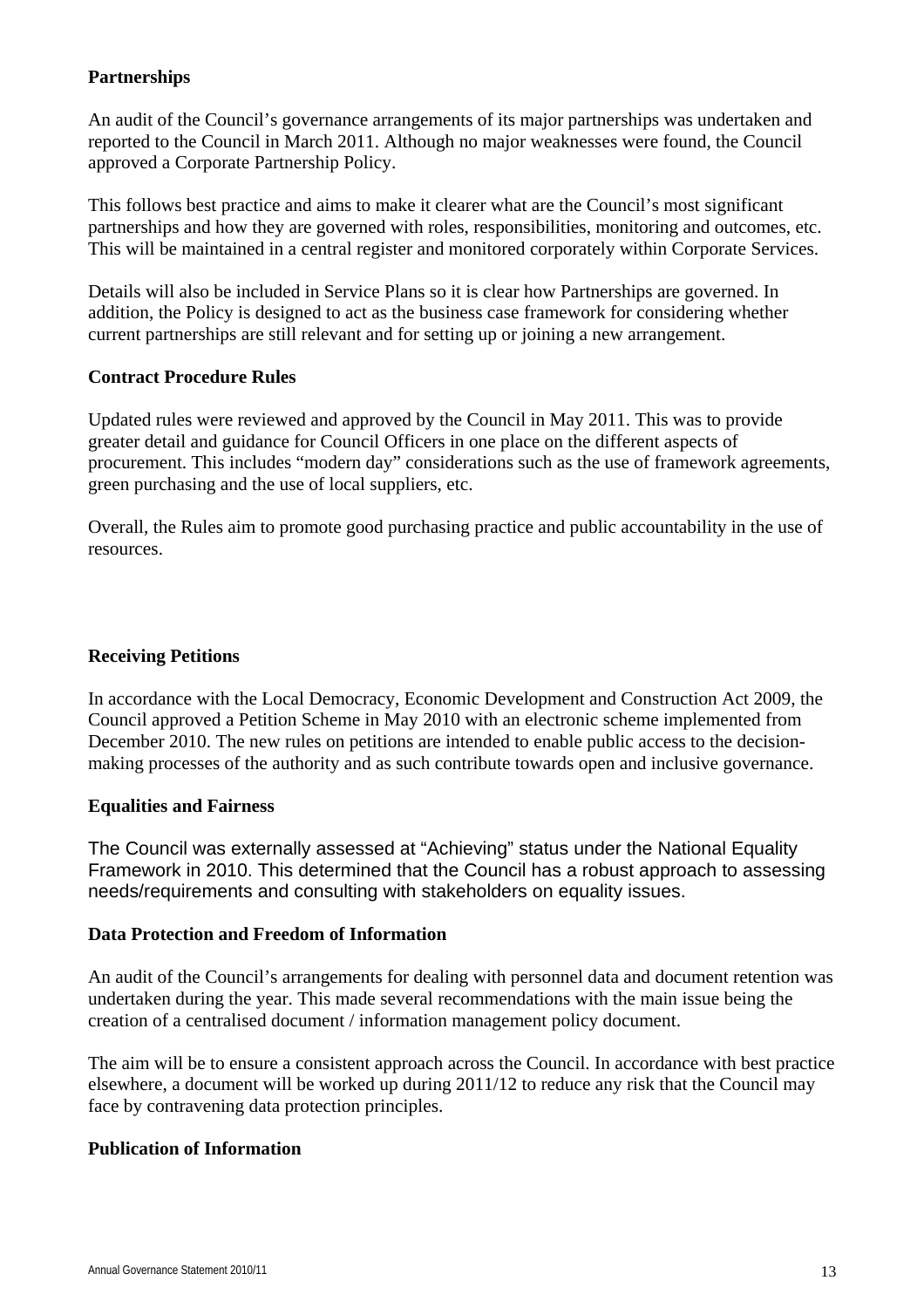**Partnerships**

An audit of the Council's governance arrangements of its major partnerships was undertaken and reported to the Council in March 2011. Although no major weaknesses were found, the Council approved a Corporate Partnership Policy.

This follows best practice and aims to make it clearer what are the Council's most significant partnerships and how they are governed with roles, responsibilities, monitoring and outcomes, etc. This will be maintained in a central register and monitored corporately within Corporate Services.

Details will also be included in Service Plans so it is clear how Partnerships are governed. In addition, the Policy is designed to act as the business case framework for considering whether current partnerships are still relevant and for setting up or joining a new arrangement.

**Contract Procedure Rules**

Updated rules were reviewed and approved by the Council in May 2011. This was to provide greater detail and guidance for Council Officers in one place on the different aspects of procurement. This includes "modern day" considerations such as the use of framework agreements, green purchasing and the use of local suppliers, etc.

Overall, the Rules aim to promote good purchasing practice and public accountability in the use of resources.

**Receiving Petitions**

In accordance with the Local Democracy, Economic Development and Construction Act 2009, the Council approved a Petition Scheme in May 2010 with an electronic scheme implemented from December 2010. The new rules on petitions are intended to enable public access to the decision-making processes of the authority and as such contribute towards open and inclusive governance.

**Equalities and Fairness**

The Council was externally assessed at "Achieving" status under the National Equality Framework in 2010. This determined that the Council has a robust approach to assessing needs/requirements and consulting with stakeholders on equality issues.

**Data Protection and Freedom of Information**

An audit of the Council's arrangements for dealing with personnel data and document retention was undertaken during the year. This made several recommendations with the main issue being the creation of a centralised document / information management policy document.

The aim will be to ensure a consistent approach across the Council. In accordance with best practice elsewhere, a document will be worked up during 2011/12 to reduce any risk that the Council may face by contravening data protection principles.

**Publication of Information**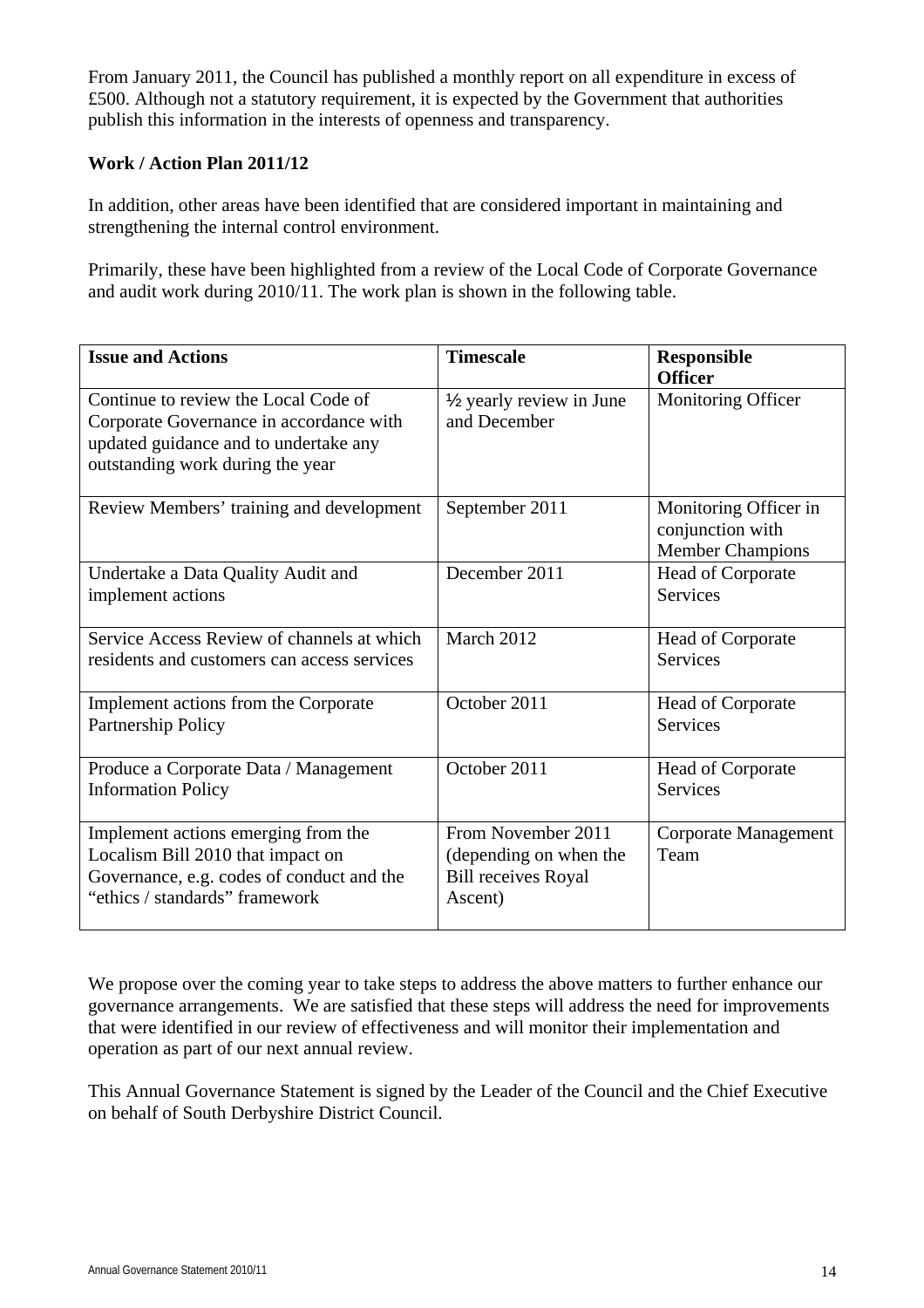From January 2011, the Council has published a monthly report on all expenditure in excess of £500. Although not a statutory requirement, it is expected by the Government that authorities publish this information in the interests of openness and transparency.

**Work / Action Plan 2011/12**

In addition, other areas have been identified that are considered important in maintaining and strengthening the internal control environment.

Primarily, these have been highlighted from a review of the Local Code of Corporate Governance and audit work during 2010/11. The work plan is shown in the following table.

| **Issue and Actions** | **Timescale** | **Responsible Officer** |
|---|---|---|
| Continue to review the Local Code of Corporate Governance in accordance with updated guidance and to undertake any outstanding work during the year | ½ yearly review in June and December | Monitoring Officer |
| Review Members' training and development | September 2011 | Monitoring Officer in conjunction with Member Champions |
| Undertake a Data Quality Audit and implement actions | December 2011 | Head of Corporate Services |
| Service Access Review of channels at which residents and customers can access services | March 2012 | Head of Corporate Services |
| Implement actions from the Corporate Partnership Policy | October 2011 | Head of Corporate Services |
| Produce a Corporate Data / Management Information Policy | October 2011 | Head of Corporate Services |
| Implement actions emerging from the Localism Bill 2010 that impact on Governance, e.g. codes of conduct and the "ethics / standards" framework | From November 2011 (depending on when the Bill receives Royal Ascent) | Corporate Management Team |

We propose over the coming year to take steps to address the above matters to further enhance our governance arrangements. We are satisfied that these steps will address the need for improvements that were identified in our review of effectiveness and will monitor their implementation and operation as part of our next annual review.

This Annual Governance Statement is signed by the Leader of the Council and the Chief Executive on behalf of South Derbyshire District Council.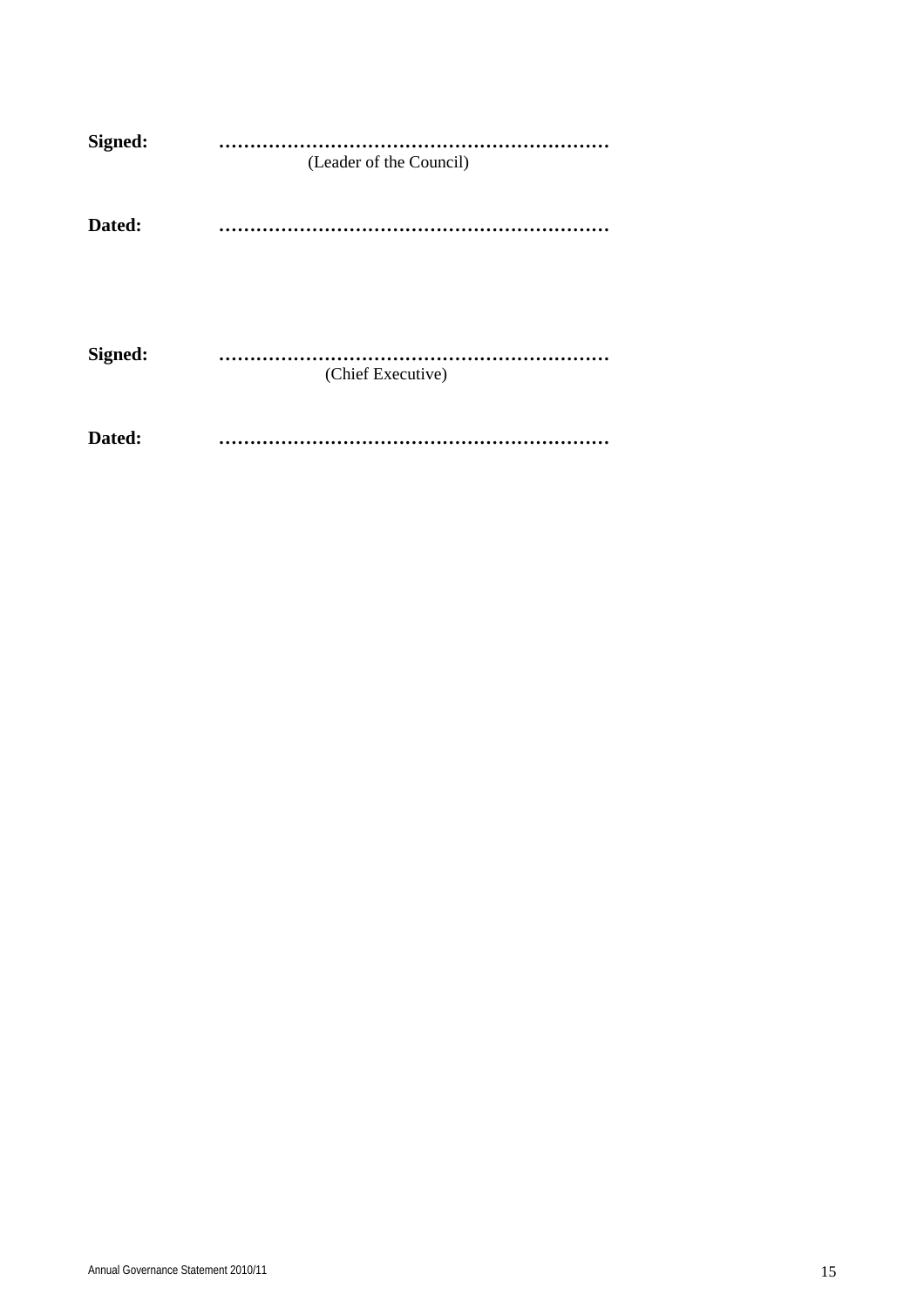**Signed:** **………………………………………………………**
(Leader of the Council)

**Dated:** **………………………………………………………**

**Signed:** **………………………………………………………**
(Chief Executive)

**Dated:** **………………………………………………………**